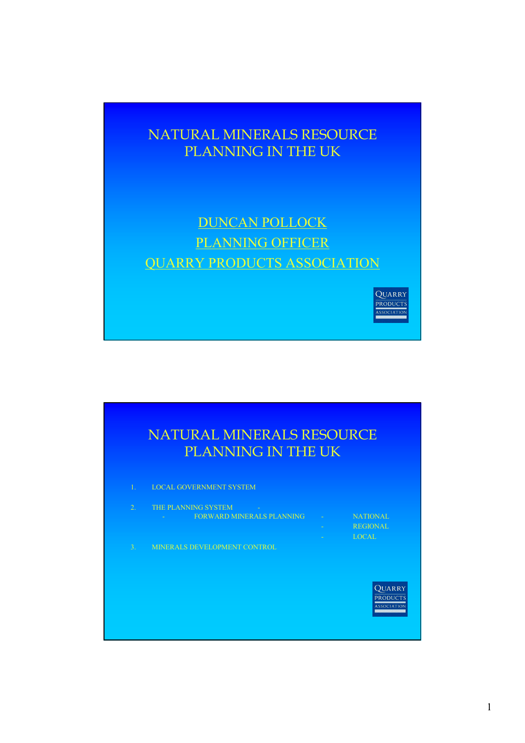# NATURAL MINERALS RESOURCE PLANNING IN THE UK

DUNCAN POLLOCK

PLANNING OFFICER

QUARRY PRODUCTS ASSOCIATION

QUARRY PRODUCTS ASSOCIATION

# NATURAL MINERALS RESOURCE PLANNING IN THE UK

1. LOCAL GOVERNMENT SYSTEM
2. THE PLANNING SYSTEM -
   - FORWARD MINERALS PLANNING
     - NATIONAL
     - REGIONAL
     - LOCAL
3. MINERALS DEVELOPMENT CONTROL

QUARRY PRODUCTS ASSOCIATION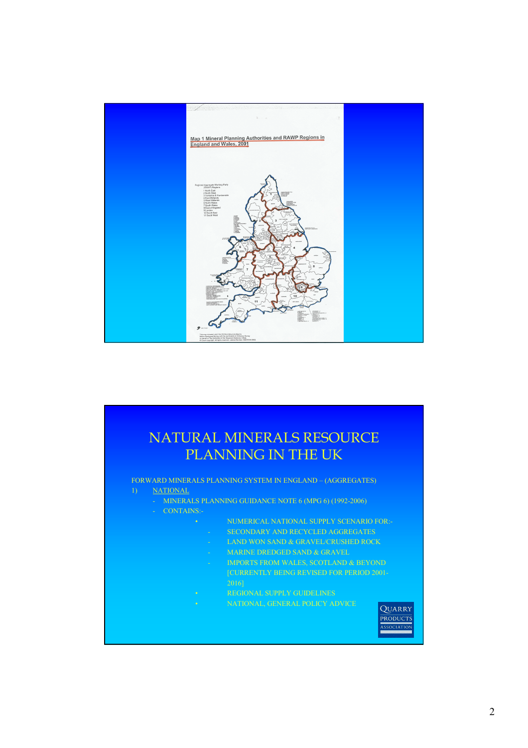Map 1 Mineral Planning Authorities and RAWP Regions in England and Wales, 2001

# NATURAL MINERALS RESOURCE PLANNING IN THE UK

FORWARD MINERALS PLANNING SYSTEM IN ENGLAND – (AGGREGATES)

1) NATIONAL
   - MINERALS PLANNING GUIDANCE NOTE 6 (MPG 6) (1992-2006)
   - CONTAINS:-
     - NUMERICAL NATIONAL SUPPLY SCENARIO FOR:-
       - SECONDARY AND RECYCLED AGGREGATES
       - LAND WON SAND & GRAVEL/CRUSHED ROCK
       - MARINE DREDGED SAND & GRAVEL
       - IMPORTS FROM WALES, SCOTLAND & BEYOND [CURRENTLY BEING REVISED FOR PERIOD 2001-2016]
     - REGIONAL SUPPLY GUIDELINES
     - NATIONAL, GENERAL POLICY ADVICE

QUARRY PRODUCTS ASSOCIATION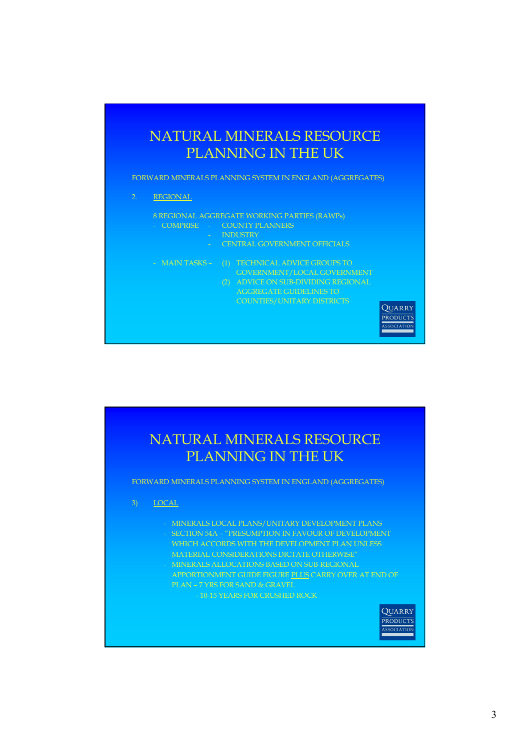# NATURAL MINERALS RESOURCE PLANNING IN THE UK

FORWARD MINERALS PLANNING SYSTEM IN ENGLAND (AGGREGATES)

2. REGIONAL

8 REGIONAL AGGREGATE WORKING PARTIES (RAWPs)

- COMPRISE
  - COUNTY PLANNERS
  - INDUSTRY
  - CENTRAL GOVERNMENT OFFICIALS

- MAIN TASKS –
  (1) TECHNICAL ADVICE GROUPS TO GOVERNMENT/LOCAL GOVERNMENT
  (2) ADVICE ON SUB-DIVIDING REGIONAL AGGREGATE GUIDELINES TO COUNTIES/UNITARY DISTRICTS

QUARRY PRODUCTS ASSOCIATION

# NATURAL MINERALS RESOURCE PLANNING IN THE UK

FORWARD MINERALS PLANNING SYSTEM IN ENGLAND (AGGREGATES)

3) LOCAL

- MINERALS LOCAL PLANS/UNITARY DEVELOPMENT PLANS
- SECTION 54A – "PRESUMPTION IN FAVOUR OF DEVELOPMENT WHICH ACCORDS WITH THE DEVELOPMENT PLAN UNLESS MATERIAL CONSIDERATIONS DICTATE OTHERWISE"
- MINERALS ALLOCATIONS BASED ON SUB-REGIONAL APPORTIONMENT GUIDE FIGURE PLUS CARRY OVER AT END OF PLAN – 7 YRS FOR SAND & GRAVEL
  - 10-15 YEARS FOR CRUSHED ROCK

QUARRY PRODUCTS ASSOCIATION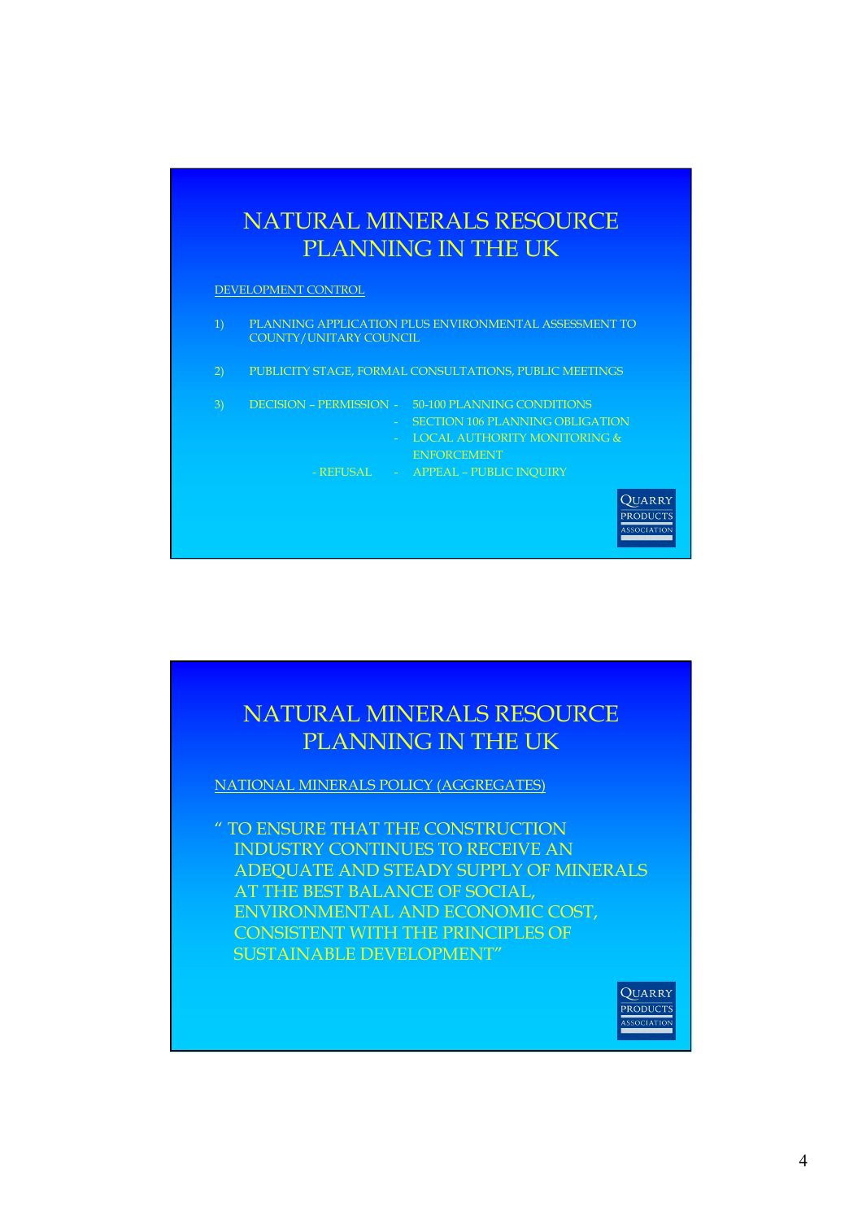# NATURAL MINERALS RESOURCE PLANNING IN THE UK

DEVELOPMENT CONTROL

1) PLANNING APPLICATION PLUS ENVIRONMENTAL ASSESSMENT TO COUNTY/UNITARY COUNCIL

2) PUBLICITY STAGE, FORMAL CONSULTATIONS, PUBLIC MEETINGS

3) DECISION – PERMISSION
   - 50-100 PLANNING CONDITIONS
   - SECTION 106 PLANNING OBLIGATION
   - LOCAL AUTHORITY MONITORING & ENFORCEMENT

   - REFUSAL
     - APPEAL – PUBLIC INQUIRY

QUARRY PRODUCTS ASSOCIATION

# NATURAL MINERALS RESOURCE PLANNING IN THE UK

NATIONAL MINERALS POLICY (AGGREGATES)

" TO ENSURE THAT THE CONSTRUCTION INDUSTRY CONTINUES TO RECEIVE AN ADEQUATE AND STEADY SUPPLY OF MINERALS AT THE BEST BALANCE OF SOCIAL, ENVIRONMENTAL AND ECONOMIC COST, CONSISTENT WITH THE PRINCIPLES OF SUSTAINABLE DEVELOPMENT"

QUARRY PRODUCTS ASSOCIATION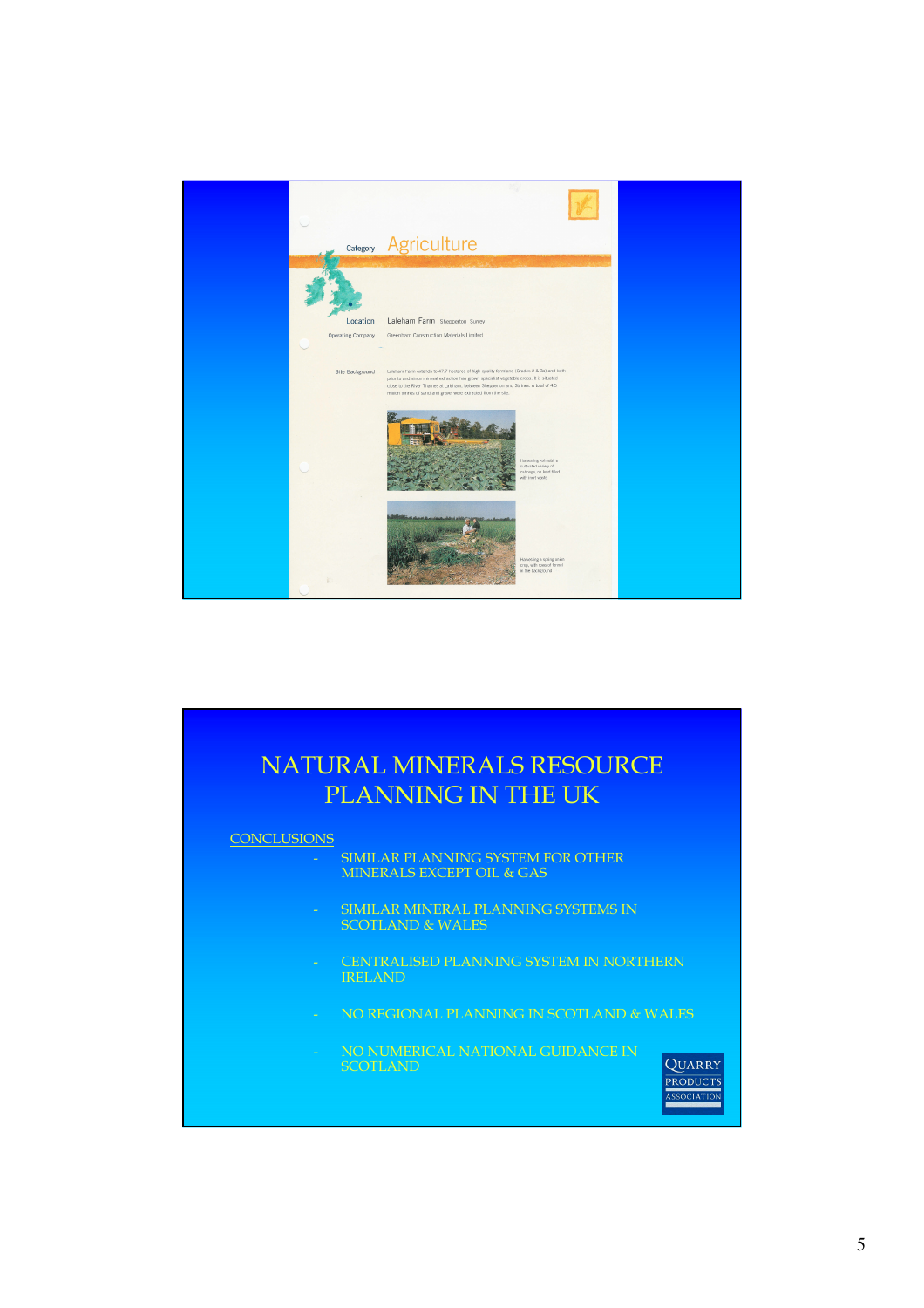Category **Agriculture**

Location Laleham Farm Shepperton Surrey

Operating Company Greenham Construction Materials Limited

Site Background Laleham Farm extends to 47.7 hectares of high quality farmland (Grades 2 & 3a) and both prior to and since mineral extraction has grown specialist vegetable crops. It is situated close to the River Thames at Laleham, between Shepperton and Staines. A total of 4.5 million tonnes of sand and gravel were extracted from the site.

Harvesting kohlrabi, a cultivated variety of cabbage, on land filled with inert waste

Harvesting a spring onion crop, with rows of fennel in the background

# NATURAL MINERALS RESOURCE PLANNING IN THE UK

CONCLUSIONS

- SIMILAR PLANNING SYSTEM FOR OTHER MINERALS EXCEPT OIL & GAS
- SIMILAR MINERAL PLANNING SYSTEMS IN SCOTLAND & WALES
- CENTRALISED PLANNING SYSTEM IN NORTHERN IRELAND
- NO REGIONAL PLANNING IN SCOTLAND & WALES
- NO NUMERICAL NATIONAL GUIDANCE IN SCOTLAND

QUARRY PRODUCTS ASSOCIATION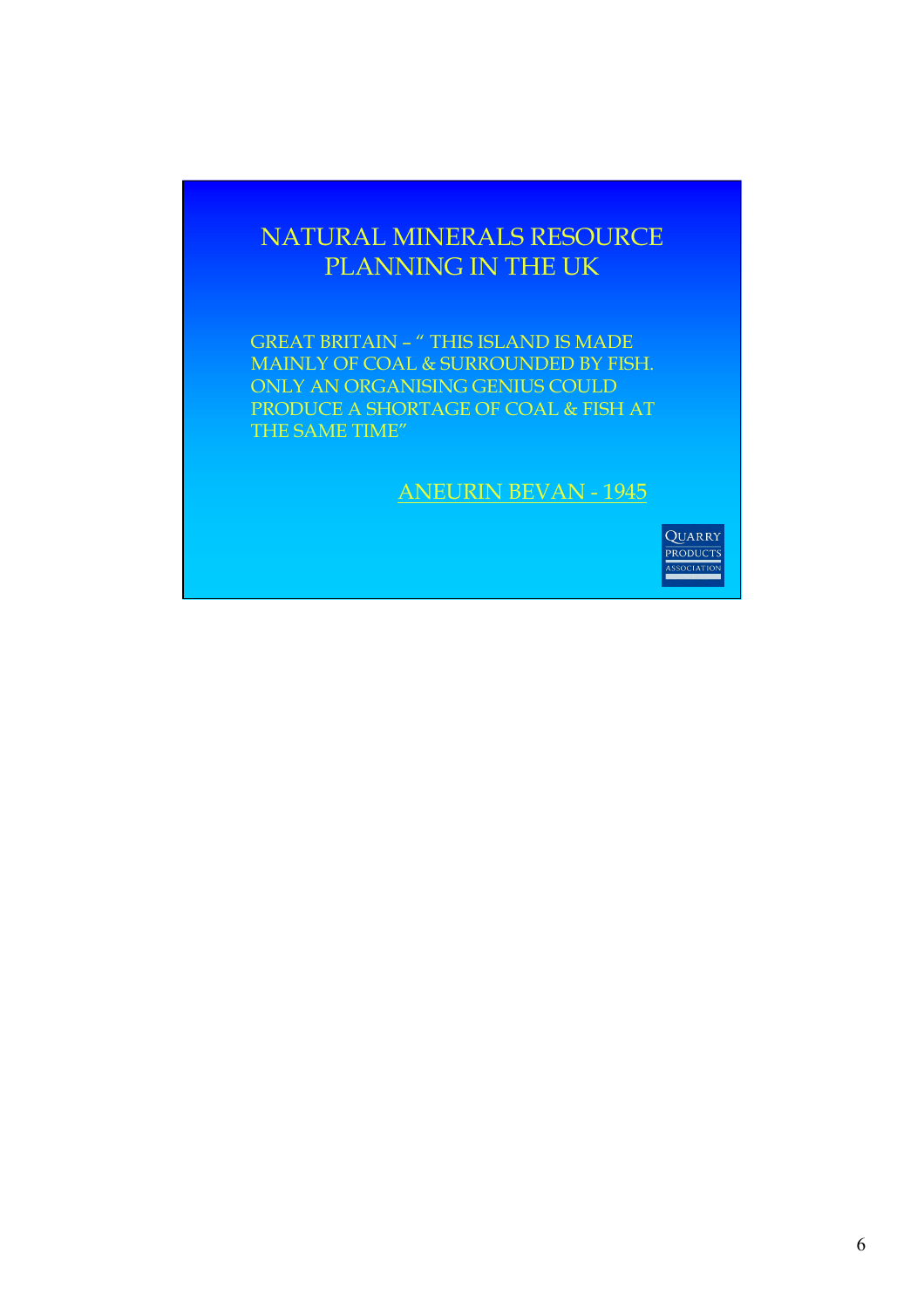# NATURAL MINERALS RESOURCE PLANNING IN THE UK

GREAT BRITAIN – " THIS ISLAND IS MADE MAINLY OF COAL & SURROUNDED BY FISH. ONLY AN ORGANISING GENIUS COULD PRODUCE A SHORTAGE OF COAL & FISH AT THE SAME TIME"

ANEURIN BEVAN - 1945

QUARRY PRODUCTS ASSOCIATION